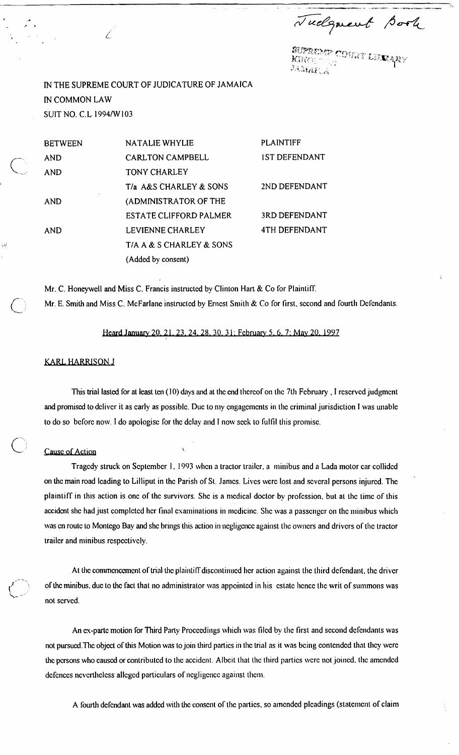Judgment Book

SUPREME COURT LIBRARY
KINGSTON
JAMAICA

IN THE SUPREME COURT OF JUDICATURE OF JAMAICA

IN COMMON LAW

SUIT NO. C.L 1994/W103

| | | |
|---|---|---|
| BETWEEN | NATALIE WHYLIE | PLAINTIFF |
| AND | CARLTON CAMPBELL | 1ST DEFENDANT |
| AND | TONY CHARLEY | |
| | T/a A&S CHARLEY & SONS | 2ND DEFENDANT |
| AND | (ADMINISTRATOR OF THE | |
| | ESTATE CLIFFORD PALMER | 3RD DEFENDANT |
| AND | LEVIENNE CHARLEY | 4TH DEFENDANT |
| | T/A A & S CHARLEY & SONS | |
| | (Added by consent) | |

Mr. C. Honeywell and Miss C. Francis instructed by Clinton Hart & Co for Plaintiff.

Mr. E. Smith and Miss C. McFarlane instructed by Ernest Smith & Co for first, second and fourth Defendants.

Heard January 20, 21, 23, 24, 28, 30, 31; February 5, 6, 7; May 20, 1997

KARL HARRISON J

This trial lasted for at least ten (10) days and at the end thereof on the 7th February , I reserved judgment and promised to deliver it as early as possible. Due to my engagements in the criminal jurisdiction I was unable to do so before now. I do apologise for the delay and I now seek to fulfil this promise.

Cause of Action

Tragedy struck on September 1, 1993 when a tractor trailer, a minibus and a Lada motor car collided on the main road leading to Lilliput in the Parish of St. James. Lives were lost and several persons injured. The plaintiff in this action is one of the survivors. She is a medical doctor by profession, but at the time of this accident she had just completed her final examinations in medicine. She was a passenger on the minibus which was en route to Montego Bay and she brings this action in negligence against the owners and drivers of the tractor trailer and minibus respectively.

At the commencement of trial the plaintiff discontinued her action against the third defendant, the driver of the minibus, due to the fact that no administrator was appointed in his estate hence the writ of summons was not served.

An ex-parte motion for Third Party Proceedings which was filed by the first and second defendants was not pursued.The object of this Motion was to join third parties in the trial as it was being contended that they were the persons who caused or contributed to the accident. Albeit that the third parties were not joined, the amended defences nevertheless alleged particulars of negligence against them.

A fourth defendant was added with the consent of the parties, so amended pleadings (statement of claim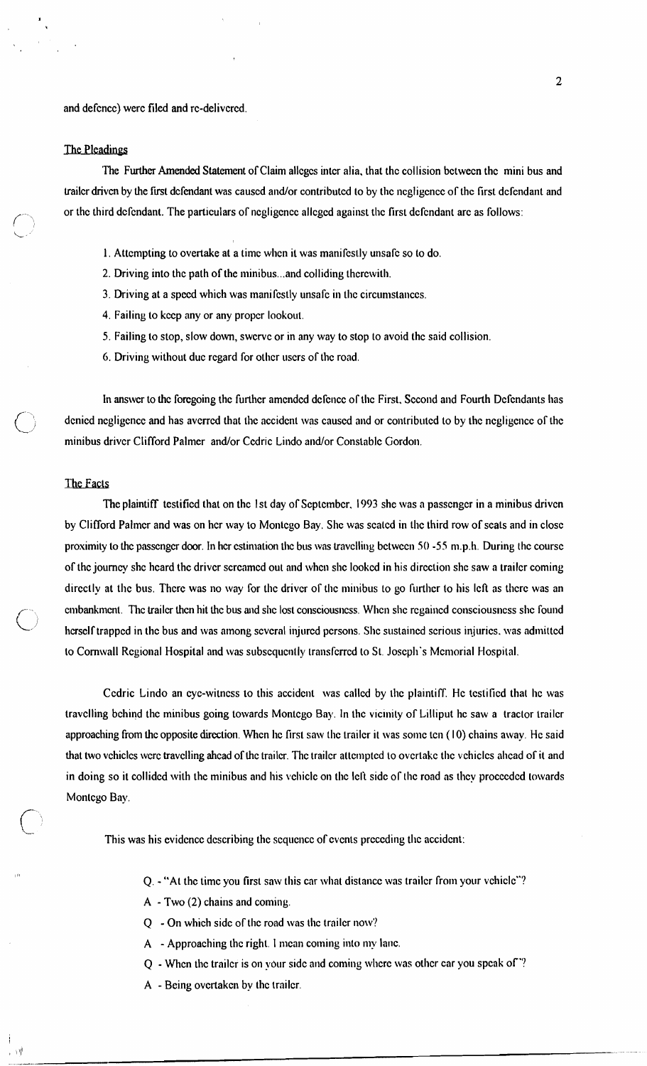and defence) were filed and re-delivered.

## The Pleadings

The Further Amended Statement of Claim alleges inter alia, that the collision between the mini bus and trailer driven by the first defendant was caused and/or contributed to by the negligence of the first defendant and or the third defendant. The particulars of negligence alleged against the first defendant are as follows:

1. Attempting to overtake at a time when it was manifestly unsafe so to do.
2. Driving into the path of the minibus...and colliding therewith.
3. Driving at a speed which was manifestly unsafe in the circumstances.
4. Failing to keep any or any proper lookout.
5. Failing to stop, slow down, swerve or in any way to stop to avoid the said collision.
6. Driving without due regard for other users of the road.

In answer to the foregoing the further amended defence of the First, Second and Fourth Defendants has denied negligence and has averred that the accident was caused and or contributed to by the negligence of the minibus driver Clifford Palmer and/or Cedric Lindo and/or Constable Gordon.

## The Facts

The plaintiff testified that on the 1st day of September, 1993 she was a passenger in a minibus driven by Clifford Palmer and was on her way to Montego Bay. She was seated in the third row of seats and in close proximity to the passenger door. In her estimation the bus was travelling between 50 -55 m.p.h. During the course of the journey she heard the driver screamed out and when she looked in his direction she saw a trailer coming directly at the bus. There was no way for the driver of the minibus to go further to his left as there was an embankment. The trailer then hit the bus and she lost consciousness. When she regained consciousness she found herself trapped in the bus and was among several injured persons. She sustained serious injuries, was admitted to Cornwall Regional Hospital and was subsequently transferred to St. Joseph's Memorial Hospital.

Cedric Lindo an eye-witness to this accident was called by the plaintiff. He testified that he was travelling behind the minibus going towards Montego Bay. In the vicinity of Lilliput he saw a tractor trailer approaching from the opposite direction. When he first saw the trailer it was some ten (10) chains away. He said that two vehicles were travelling ahead of the trailer. The trailer attempted to overtake the vehicles ahead of it and in doing so it collided with the minibus and his vehicle on the left side of the road as they proceeded towards Montego Bay.

This was his evidence describing the sequence of events preceding the accident:

> Q. - "At the time you first saw this car what distance was trailer from your vehicle"?
>
> A - Two (2) chains and coming.
>
> Q - On which side of the road was the trailer now?
>
> A - Approaching the right. I mean coming into my lane.
>
> Q - When the trailer is on your side and coming where was other car you speak of"?
>
> A - Being overtaken by the trailer.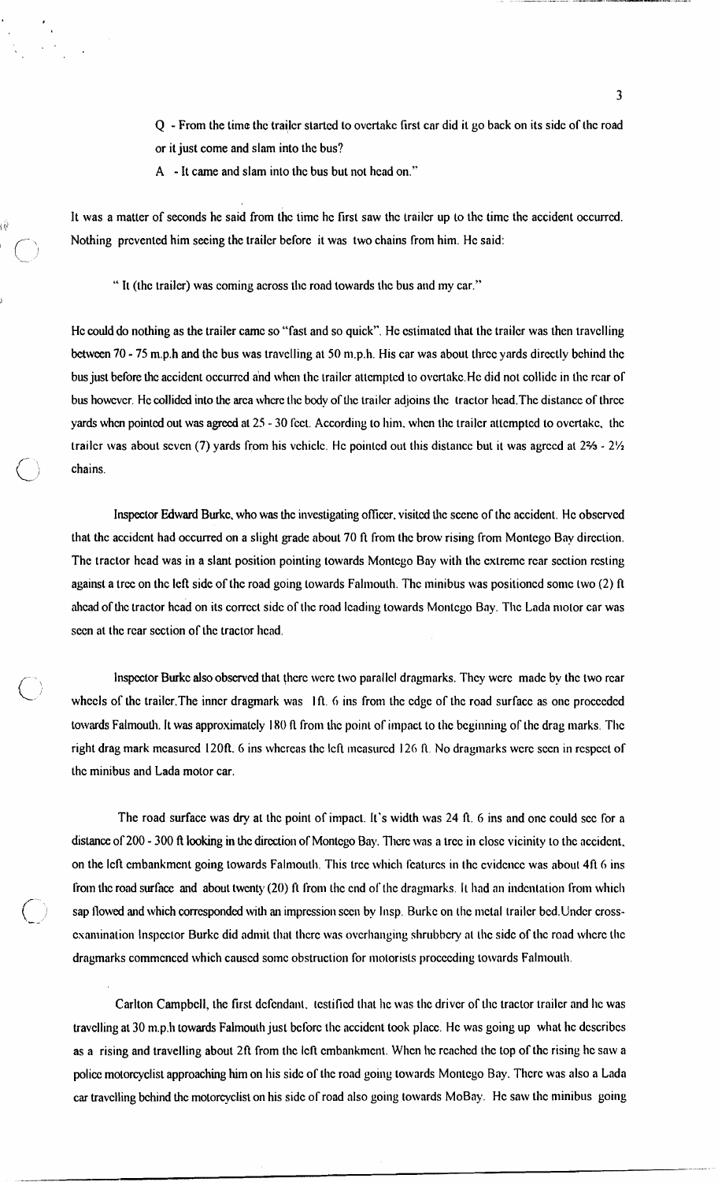Q - From the time the trailer started to overtake first car did it go back on its side of the road or it just come and slam into the bus?

A - It came and slam into the bus but not head on."

It was a matter of seconds he said from the time he first saw the trailer up to the time the accident occurred. Nothing prevented him seeing the trailer before it was two chains from him. He said:

" It (the trailer) was coming across the road towards the bus and my car."

He could do nothing as the trailer came so "fast and so quick". He estimated that the trailer was then travelling between 70 - 75 m.p.h and the bus was travelling at 50 m.p.h. His car was about three yards directly behind the bus just before the accident occurred and when the trailer attempted to overtake.He did not collide in the rear of bus however. He collided into the area where the body of the trailer adjoins the tractor head.The distance of three yards when pointed out was agreed at 25 - 30 feet. According to him, when the trailer attempted to overtake, the trailer was about seven (7) yards from his vehicle. He pointed out this distance but it was agreed at 2⅓ - 2½ chains.

Inspector Edward Burke, who was the investigating officer, visited the scene of the accident. He observed that the accident had occurred on a slight grade about 70 ft from the brow rising from Montego Bay direction. The tractor head was in a slant position pointing towards Montego Bay with the extreme rear section resting against a tree on the left side of the road going towards Falmouth. The minibus was positioned some two (2) ft ahead of the tractor head on its correct side of the road leading towards Montego Bay. The Lada motor car was seen at the rear section of the tractor head.

Inspector Burke also observed that there were two parallel dragmarks. They were made by the two rear wheels of the trailer.The inner dragmark was 1ft. 6 ins from the edge of the road surface as one proceeded towards Falmouth. It was approximately 180 ft from the point of impact to the beginning of the drag marks. The right drag mark measured 120ft. 6 ins whereas the left measured 126 ft. No dragmarks were seen in respect of the minibus and Lada motor car.

The road surface was dry at the point of impact. It's width was 24 ft. 6 ins and one could see for a distance of 200 - 300 ft looking in the direction of Montego Bay. There was a tree in close vicinity to the accident, on the left embankment going towards Falmouth. This tree which features in the evidence was about 4ft 6 ins from the road surface and about twenty (20) ft from the end of the dragmarks. It had an indentation from which sap flowed and which corresponded with an impression seen by Insp. Burke on the metal trailer bed.Under cross-examination Inspector Burke did admit that there was overhanging shrubbery at the side of the road where the dragmarks commenced which caused some obstruction for motorists proceeding towards Falmouth.

Carlton Campbell, the first defendant, testified that he was the driver of the tractor trailer and he was travelling at 30 m.p.h towards Falmouth just before the accident took place. He was going up what he describes as a rising and travelling about 2ft from the left embankment. When he reached the top of the rising he saw a police motorcyclist approaching him on his side of the road going towards Montego Bay. There was also a Lada car travelling behind the motorcyclist on his side of road also going towards MoBay. He saw the minibus going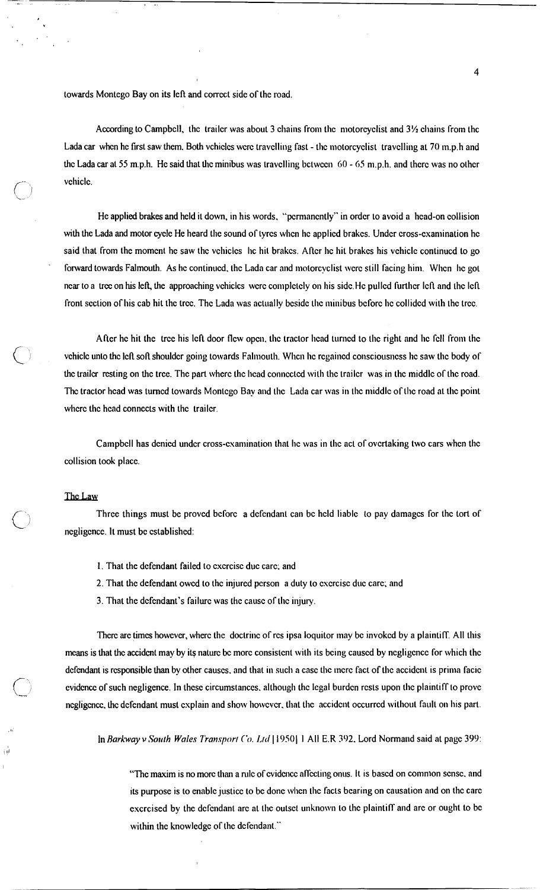towards Montego Bay on its left and correct side of the road.

According to Campbell, the trailer was about 3 chains from the motorcyclist and 3½ chains from the Lada car when he first saw them. Both vehicles were travelling fast - the motorcyclist travelling at 70 m.p.h and the Lada car at 55 m.p.h. He said that the minibus was travelling between 60 - 65 m.p.h. and there was no other vehicle.

He applied brakes and held it down, in his words, "permanently" in order to avoid a head-on collision with the Lada and motor cycle He heard the sound of tyres when he applied brakes. Under cross-examination he said that from the moment he saw the vehicles he hit brakes. After he hit brakes his vehicle continued to go forward towards Falmouth. As he continued, the Lada car and motorcyclist were still facing him. When he got near to a tree on his left, the approaching vehicles were completely on his side.He pulled further left and the left front section of his cab hit the tree. The Lada was actually beside the minibus before he collided with the tree.

After he hit the tree his left door flew open, the tractor head turned to the right and he fell from the vehicle unto the left soft shoulder going towards Falmouth. When he regained consciousness he saw the body of the trailer resting on the tree. The part where the head connected with the trailer was in the middle of the road. The tractor head was turned towards Montego Bay and the Lada car was in the middle of the road at the point where the head connects with the trailer.

Campbell has denied under cross-examination that he was in the act of overtaking two cars when the collision took place.

## The Law

Three things must be proved before a defendant can be held liable to pay damages for the tort of negligence. It must be established:

1. That the defendant failed to exercise due care; and
2. That the defendant owed to the injured person a duty to exercise due care; and
3. That the defendant's failure was the cause of the injury.

There are times however, where the doctrine of res ipsa loquitor may be invoked by a plaintiff. All this means is that the accident may by its nature be more consistent with its being caused by negligence for which the defendant is responsible than by other causes, and that in such a case the mere fact of the accident is prima facie evidence of such negligence. In these circumstances, although the legal burden rests upon the plaintiff to prove negligence, the defendant must explain and show however, that the accident occurred without fault on his part.

In *Barkway v South Wales Transport Co. Ltd* [1950] 1 All E.R 392, Lord Normand said at page 399:

> "The maxim is no more than a rule of evidence affecting onus. It is based on common sense, and its purpose is to enable justice to be done when the facts bearing on causation and on the care exercised by the defendant are at the outset unknown to the plaintiff and are or ought to be within the knowledge of the defendant."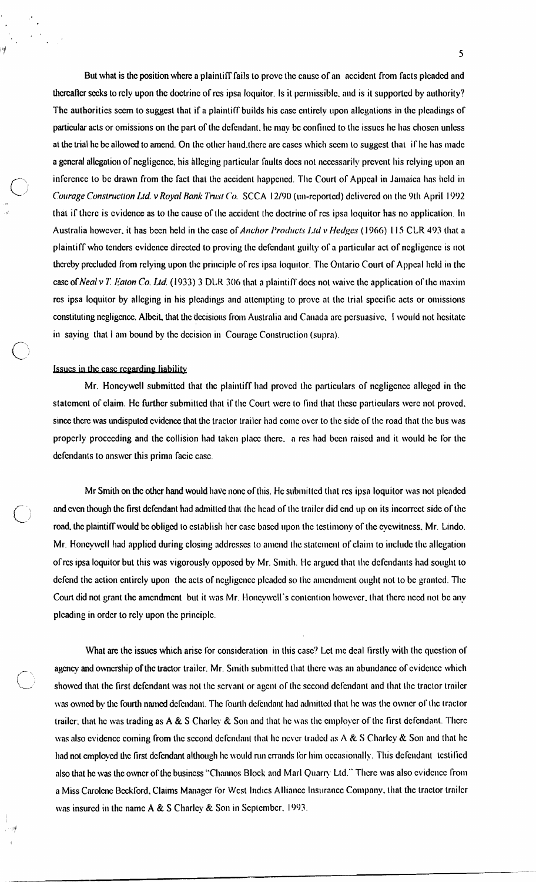But what is the position where a plaintiff fails to prove the cause of an accident from facts pleaded and thereafter seeks to rely upon the doctrine of res ipsa loquitor. Is it permissible, and is it supported by authority? The authorities seem to suggest that if a plaintiff builds his case entirely upon allegations in the pleadings of particular acts or omissions on the part of the defendant, he may be confined to the issues he has chosen unless at the trial he be allowed to amend. On the other hand,there are cases which seem to suggest that if he has made a general allegation of negligence, his alleging particular faults does not necessarily prevent his relying upon an inference to be drawn from the fact that the accident happened. The Court of Appeal in Jamaica has held in *Courage Construction Ltd. v Royal Bank Trust Co.* SCCA 12/90 (un-reported) delivered on the 9th April 1992 that if there is evidence as to the cause of the accident the doctrine of res ipsa loquitor has no application. In Australia however, it has been held in the case of *Anchor Products Ltd v Hedges* (1966) 115 CLR 493 that a plaintiff who tenders evidence directed to proving the defendant guilty of a particular act of negligence is not thereby precluded from relying upon the principle of res ipsa loquitor. The Ontario Court of Appeal held in the case of *Neal v T. Eaton Co. Ltd.* (1933) 3 DLR 306 that a plaintiff does not waive the application of the maxim res ipsa loquitor by alleging in his pleadings and attempting to prove at the trial specific acts or omissions constituting negligence. Albeit, that the decisions from Australia and Canada are persuasive, I would not hesitate in saying that I am bound by the decision in Courage Construction (supra).

## Issues in the case regarding liability

Mr. Honeywell submitted that the plaintiff had proved the particulars of negligence alleged in the statement of claim. He further submitted that if the Court were to find that these particulars were not proved, since there was undisputed evidence that the tractor trailer had come over to the side of the road that the bus was properly proceeding and the collision had taken place there, a res had been raised and it would be for the defendants to answer this prima facie case.

Mr Smith on the other hand would have none of this. He submitted that res ipsa loquitor was not pleaded and even though the first defendant had admitted that the head of the trailer did end up on its incorrect side of the road, the plaintiff would be obliged to establish her case based upon the testimony of the eyewitness, Mr. Lindo. Mr. Honeywell had applied during closing addresses to amend the statement of claim to include the allegation of res ipsa loquitor but this was vigorously opposed by Mr. Smith. He argued that the defendants had sought to defend the action entirely upon the acts of negligence pleaded so the amendment ought not to be granted. The Court did not grant the amendment but it was Mr. Honeywell's contention however, that there need not be any pleading in order to rely upon the principle.

What are the issues which arise for consideration in this case? Let me deal firstly with the question of agency and ownership of the tractor trailer. Mr. Smith submitted that there was an abundance of evidence which showed that the first defendant was not the servant or agent of the second defendant and that the tractor trailer was owned by the fourth named defendant. The fourth defendant had admitted that he was the owner of the tractor trailer; that he was trading as A & S Charley & Son and that he was the employer of the first defendant. There was also evidence coming from the second defendant that he never traded as A & S Charley & Son and that he had not employed the first defendant although he would run errands for him occasionally. This defendant testified also that he was the owner of the business "Channos Block and Marl Quarry Ltd." There was also evidence from a Miss Carolene Beckford, Claims Manager for West Indies Alliance Insurance Company, that the tractor trailer was insured in the name A & S Charley & Son in September, 1993.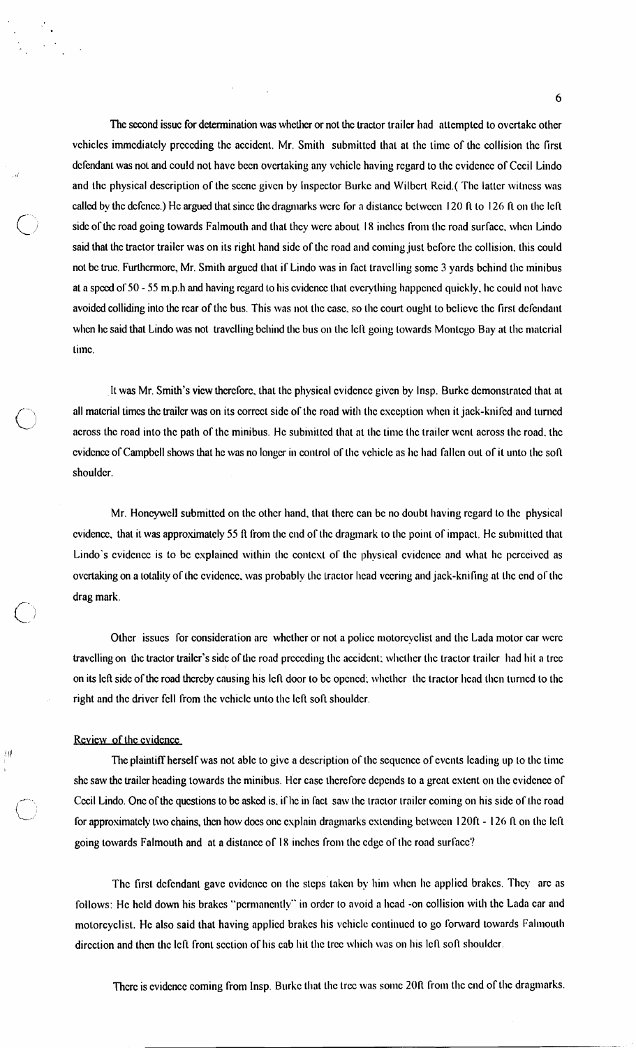The second issue for determination was whether or not the tractor trailer had attempted to overtake other vehicles immediately preceding the accident. Mr. Smith submitted that at the time of the collision the first defendant was not and could not have been overtaking any vehicle having regard to the evidence of Cecil Lindo and the physical description of the scene given by Inspector Burke and Wilbert Reid.( The latter witness was called by the defence.) He argued that since the dragmarks were for a distance between 120 ft to 126 ft on the left side of the road going towards Falmouth and that they were about 18 inches from the road surface, when Lindo said that the tractor trailer was on its right hand side of the road and coming just before the collision, this could not be true. Furthermore, Mr. Smith argued that if Lindo was in fact travelling some 3 yards behind the minibus at a speed of 50 - 55 m.p.h and having regard to his evidence that everything happened quickly, he could not have avoided colliding into the rear of the bus. This was not the case, so the court ought to believe the first defendant when he said that Lindo was not travelling behind the bus on the left going towards Montego Bay at the material time.

It was Mr. Smith's view therefore, that the physical evidence given by Insp. Burke demonstrated that at all material times the trailer was on its correct side of the road with the exception when it jack-knifed and turned across the road into the path of the minibus. He submitted that at the time the trailer went across the road, the evidence of Campbell shows that he was no longer in control of the vehicle as he had fallen out of it unto the soft shoulder.

Mr. Honeywell submitted on the other hand, that there can be no doubt having regard to the physical evidence, that it was approximately 55 ft from the end of the dragmark to the point of impact. He submitted that Lindo's evidence is to be explained within the context of the physical evidence and what he perceived as overtaking on a totality of the evidence, was probably the tractor head veering and jack-knifing at the end of the drag mark.

Other issues for consideration are whether or not a police motorcyclist and the Lada motor car were travelling on the tractor trailer's side of the road preceding the accident; whether the tractor trailer had hit a tree on its left side of the road thereby causing his left door to be opened; whether the tractor head then turned to the right and the driver fell from the vehicle unto the left soft shoulder.

## Review of the evidence

The plaintiff herself was not able to give a description of the sequence of events leading up to the time she saw the trailer heading towards the minibus. Her case therefore depends to a great extent on the evidence of Cecil Lindo. One of the questions to be asked is, if he in fact saw the tractor trailer coming on his side of the road for approximately two chains, then how does one explain dragmarks extending between 120ft - 126 ft on the left going towards Falmouth and at a distance of 18 inches from the edge of the road surface?

The first defendant gave evidence on the steps taken by him when he applied brakes. They are as follows: He held down his brakes "permanently" in order to avoid a head -on collision with the Lada car and motorcyclist. He also said that having applied brakes his vehicle continued to go forward towards Falmouth direction and then the left front section of his cab hit the tree which was on his left soft shoulder.

There is evidence coming from Insp. Burke that the tree was some 20ft from the end of the dragmarks.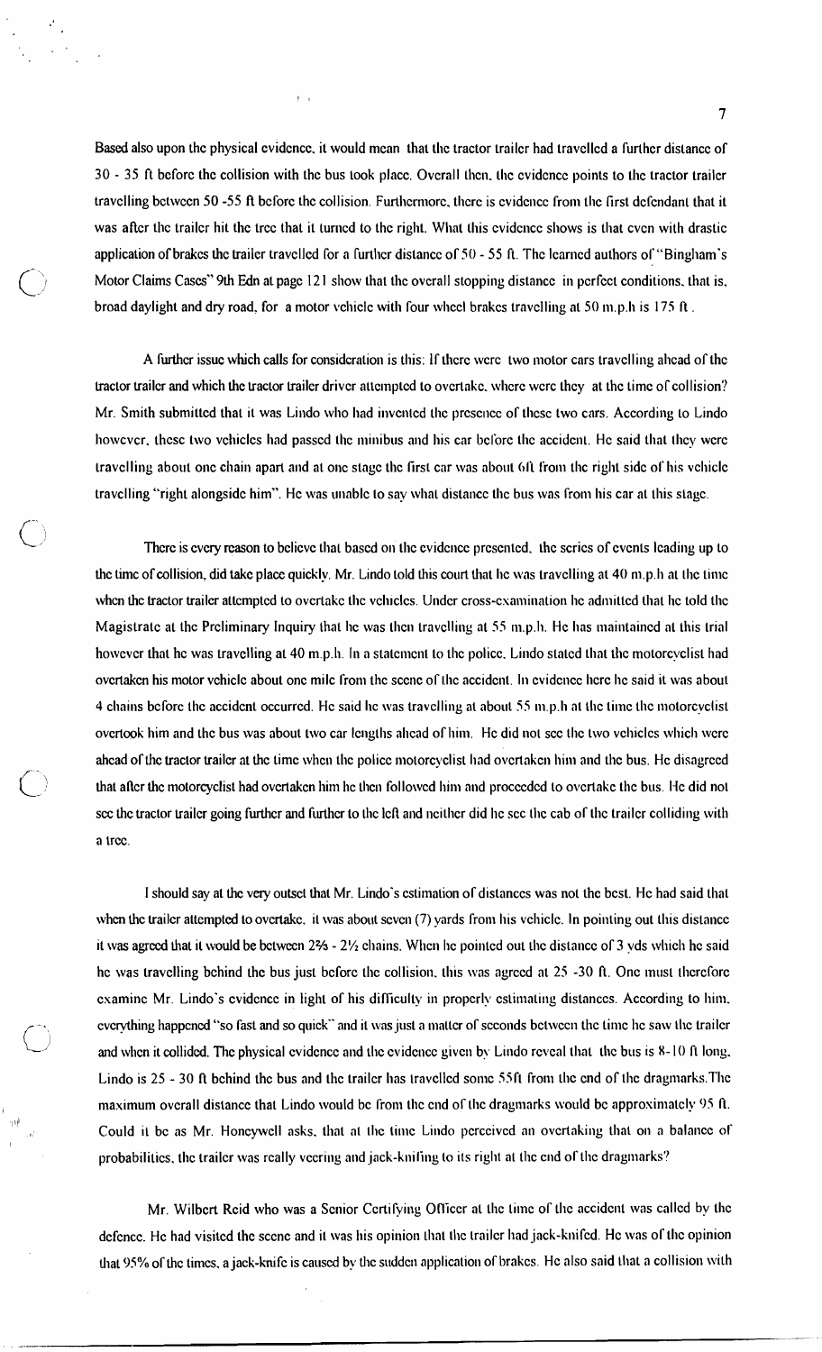Based also upon the physical evidence, it would mean that the tractor trailer had travelled a further distance of 30 - 35 ft before the collision with the bus took place. Overall then, the evidence points to the tractor trailer travelling between 50 -55 ft before the collision. Furthermore, there is evidence from the first defendant that it was after the trailer hit the tree that it turned to the right. What this evidence shows is that even with drastic application of brakes the trailer travelled for a further distance of 50 - 55 ft. The learned authors of "Bingham's Motor Claims Cases" 9th Edn at page 121 show that the overall stopping distance in perfect conditions, that is, broad daylight and dry road, for a motor vehicle with four wheel brakes travelling at 50 m.p.h is 175 ft.

A further issue which calls for consideration is this: If there were two motor cars travelling ahead of the tractor trailer and which the tractor trailer driver attempted to overtake, where were they at the time of collision? Mr. Smith submitted that it was Lindo who had invented the presence of these two cars. According to Lindo however, these two vehicles had passed the minibus and his car before the accident. He said that they were travelling about one chain apart and at one stage the first car was about 6ft from the right side of his vehicle travelling "right alongside him". He was unable to say what distance the bus was from his car at this stage.

There is every reason to believe that based on the evidence presented, the series of events leading up to the time of collision, did take place quickly. Mr. Lindo told this court that he was travelling at 40 m.p.h at the time when the tractor trailer attempted to overtake the vehicles. Under cross-examination he admitted that he told the Magistrate at the Preliminary Inquiry that he was then travelling at 55 m.p.h. He has maintained at this trial however that he was travelling at 40 m.p.h. In a statement to the police, Lindo stated that the motorcyclist had overtaken his motor vehicle about one mile from the scene of the accident. In evidence here he said it was about 4 chains before the accident occurred. He said he was travelling at about 55 m.p.h at the time the motorcyclist overtook him and the bus was about two car lengths ahead of him. He did not see the two vehicles which were ahead of the tractor trailer at the time when the police motorcyclist had overtaken him and the bus. He disagreed that after the motorcyclist had overtaken him he then followed him and proceeded to overtake the bus. He did not see the tractor trailer going further and further to the left and neither did he see the cab of the trailer colliding with a tree.

I should say at the very outset that Mr. Lindo's estimation of distances was not the best. He had said that when the trailer attempted to overtake, it was about seven (7) yards from his vehicle. In pointing out this distance it was agreed that it would be between 2⅔ - 2½ chains. When he pointed out the distance of 3 yds which he said he was travelling behind the bus just before the collision, this was agreed at 25 -30 ft. One must therefore examine Mr. Lindo's evidence in light of his difficulty in properly estimating distances. According to him, everything happened "so fast and so quick" and it was just a matter of seconds between the time he saw the trailer and when it collided. The physical evidence and the evidence given by Lindo reveal that the bus is 8-10 ft long, Lindo is 25 - 30 ft behind the bus and the trailer has travelled some 55ft from the end of the dragmarks. The maximum overall distance that Lindo would be from the end of the dragmarks would be approximately 95 ft. Could it be as Mr. Honeywell asks, that at the time Lindo perceived an overtaking that on a balance of probabilities, the trailer was really veering and jack-knifing to its right at the end of the dragmarks?

Mr. Wilbert Reid who was a Senior Certifying Officer at the time of the accident was called by the defence. He had visited the scene and it was his opinion that the trailer had jack-knifed. He was of the opinion that 95% of the times, a jack-knife is caused by the sudden application of brakes. He also said that a collision with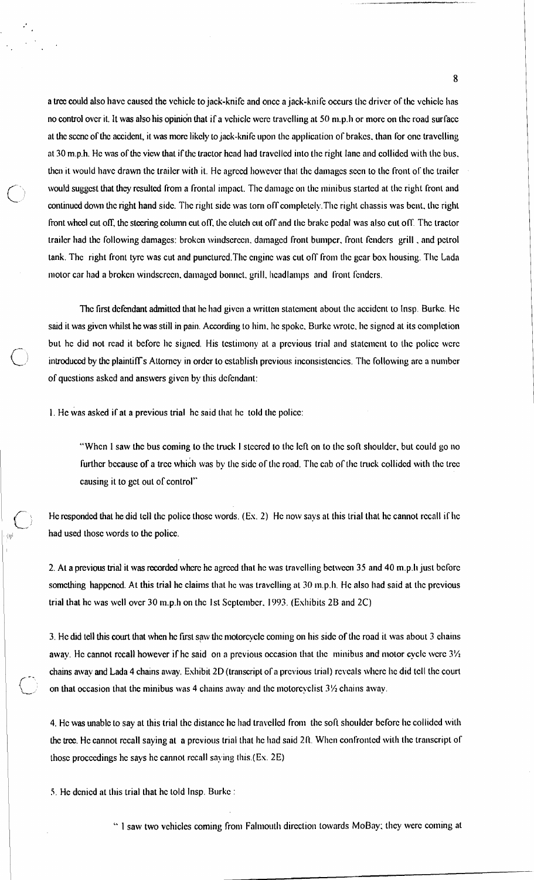a tree could also have caused the vehicle to jack-knife and once a jack-knife occurs the driver of the vehicle has no control over it. It was also his opinion that if a vehicle were travelling at 50 m.p.h or more on the road surface at the scene of the accident, it was more likely to jack-knife upon the application of brakes, than for one travelling at 30 m.p.h. He was of the view that if the tractor head had travelled into the right lane and collided with the bus, then it would have drawn the trailer with it. He agreed however that the damages seen to the front of the trailer would suggest that they resulted from a frontal impact. The damage on the minibus started at the right front and continued down the right hand side. The right side was torn off completely. The right chassis was bent, the right front wheel cut off, the steering column cut off, the clutch cut off and the brake pedal was also cut off. The tractor trailer had the following damages: broken windscreen, damaged front bumper, front fenders grill , and petrol tank. The right front tyre was cut and punctured. The engine was cut off from the gear box housing. The Lada motor car had a broken windscreen, damaged bonnet, grill, headlamps and front fenders.

The first defendant admitted that he had given a written statement about the accident to Insp. Burke. He said it was given whilst he was still in pain. According to him, he spoke, Burke wrote, he signed at its completion but he did not read it before he signed. His testimony at a previous trial and statement to the police were introduced by the plaintiff's Attorney in order to establish previous inconsistencies. The following are a number of questions asked and answers given by this defendant:

1. He was asked if at a previous trial he said that he told the police:

> "When I saw the bus coming to the truck I steered to the left on to the soft shoulder, but could go no further because of a tree which was by the side of the road. The cab of the truck collided with the tree causing it to get out of control"

He responded that he did tell the police those words. (Ex. 2) He now says at this trial that he cannot recall if he had used those words to the police.

2. At a previous trial it was recorded where he agreed that he was travelling between 35 and 40 m.p.h just before something happened. At this trial he claims that he was travelling at 30 m.p.h. He also had said at the previous trial that he was well over 30 m.p.h on the 1st September, 1993. (Exhibits 2B and 2C)

3. He did tell this court that when he first saw the motorcycle coming on his side of the road it was about 3 chains away. He cannot recall however if he said on a previous occasion that the minibus and motor cycle were 3½ chains away and Lada 4 chains away. Exhibit 2D (transcript of a previous trial) reveals where he did tell the court on that occasion that the minibus was 4 chains away and the motorcyclist 3½ chains away.

4. He was unable to say at this trial the distance he had travelled from the soft shoulder before he collided with the tree. He cannot recall saying at a previous trial that he had said 2ft. When confronted with the transcript of those proceedings he says he cannot recall saying this. (Ex. 2E)

5. He denied at this trial that he told Insp. Burke :

> " I saw two vehicles coming from Falmouth direction towards MoBay; they were coming at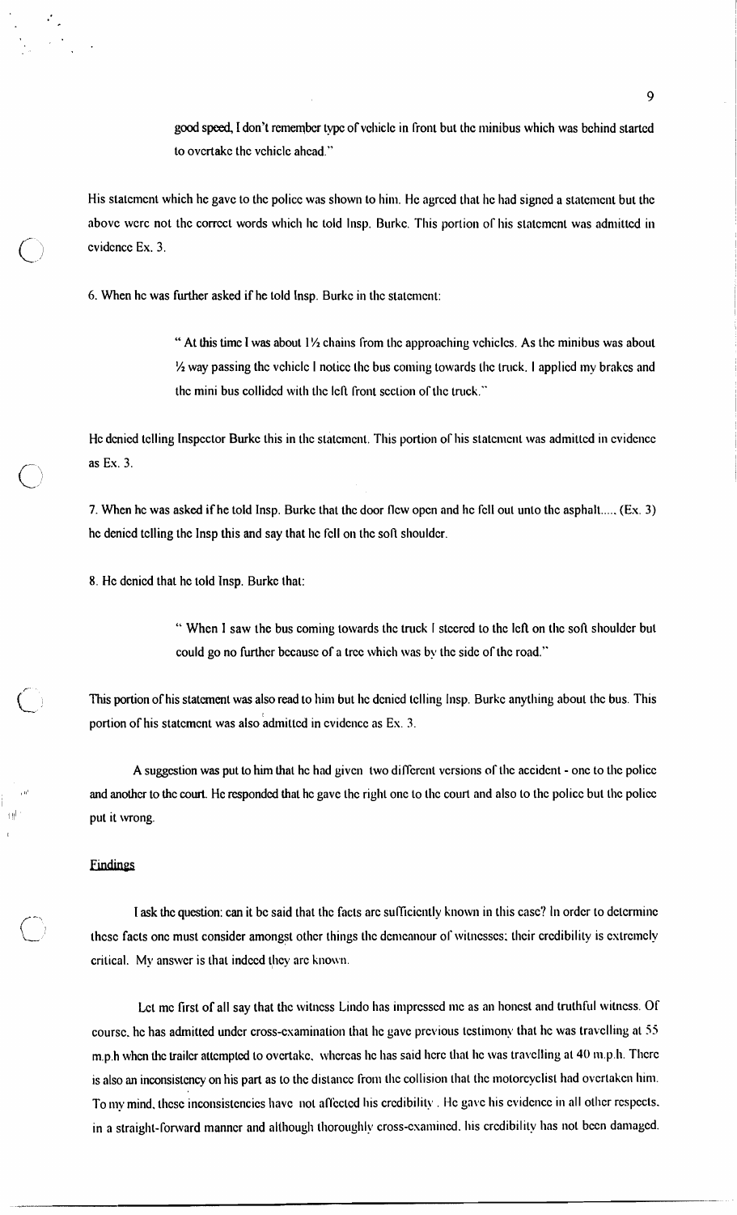> good speed, I don't remember type of vehicle in front but the minibus which was behind started to overtake the vehicle ahead."

His statement which he gave to the police was shown to him. He agreed that he had signed a statement but the above were not the correct words which he told Insp. Burke. This portion of his statement was admitted in evidence Ex. 3.

6. When he was further asked if he told Insp. Burke in the statement:

> " At this time I was about 1½ chains from the approaching vehicles. As the minibus was about ½ way passing the vehicle I notice the bus coming towards the truck. I applied my brakes and the mini bus collided with the left front section of the truck."

He denied telling Inspector Burke this in the statement. This portion of his statement was admitted in evidence as Ex. 3.

7. When he was asked if he told Insp. Burke that the door flew open and he fell out unto the asphalt..... (Ex. 3) he denied telling the Insp this and say that he fell on the soft shoulder.

8. He denied that he told Insp. Burke that:

> " When I saw the bus coming towards the truck I steered to the left on the soft shoulder but could go no further because of a tree which was by the side of the road."

This portion of his statement was also read to him but he denied telling Insp. Burke anything about the bus. This portion of his statement was also admitted in evidence as Ex. 3.

A suggestion was put to him that he had given two different versions of the accident - one to the police and another to the court. He responded that he gave the right one to the court and also to the police but the police put it wrong.

## Findings

I ask the question: can it be said that the facts are sufficiently known in this case? In order to determine these facts one must consider amongst other things the demeanour of witnesses; their credibility is extremely critical. My answer is that indeed they are known.

Let me first of all say that the witness Lindo has impressed me as an honest and truthful witness. Of course, he has admitted under cross-examination that he gave previous testimony that he was travelling at 55 m.p.h when the trailer attempted to overtake, whereas he has said here that he was travelling at 40 m.p.h. There is also an inconsistency on his part as to the distance from the collision that the motorcyclist had overtaken him. To my mind, these inconsistencies have not affected his credibility . He gave his evidence in all other respects, in a straight-forward manner and although thoroughly cross-examined, his credibility has not been damaged.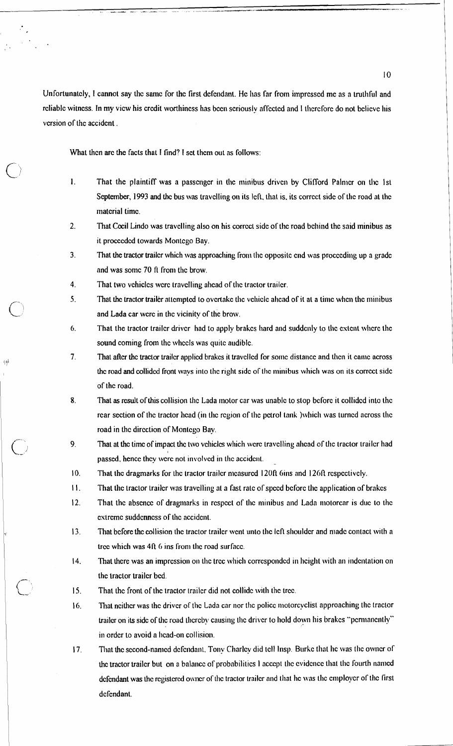Unfortunately, I cannot say the same for the first defendant. He has far from impressed me as a truthful and reliable witness. In my view his credit worthiness has been seriously affected and I therefore do not believe his version of the accident .

What then are the facts that I find? I set them out as follows:

1. That the plaintiff was a passenger in the minibus driven by Clifford Palmer on the 1st September, 1993 and the bus was travelling on its left, that is, its correct side of the road at the material time.
2. That Cecil Lindo was travelling also on his correct side of the road behind the said minibus as it proceeded towards Montego Bay.
3. That the tractor trailer which was approaching from the opposite end was proceeding up a grade and was some 70 ft from the brow.
4. That two vehicles were travelling ahead of the tractor trailer.
5. That the tractor trailer attempted to overtake the vehicle ahead of it at a time when the minibus and Lada car were in the vicinity of the brow.
6. That the tractor trailer driver had to apply brakes hard and suddenly to the extent where the sound coming from the wheels was quite audible.
7. That after the tractor trailer applied brakes it travelled for some distance and then it came across the road and collided front ways into the right side of the minibus which was on its correct side of the road.
8. That as result of this collision the Lada motor car was unable to stop before it collided into the rear section of the tractor head (in the region of the petrol tank )which was turned across the road in the direction of Montego Bay.
9. That at the time of impact the two vehicles which were travelling ahead of the tractor trailer had passed, hence they were not involved in the accident.
10. That the dragmarks for the tractor trailer measured 120ft 6ins and 126ft respectively.
11. That the tractor trailer was travelling at a fast rate of speed before the application of brakes
12. That the absence of dragmarks in respect of the minibus and Lada motorcar is due to the extreme suddenness of the accident.
13. That before the collision the tractor trailer went unto the left shoulder and made contact with a tree which was 4ft 6 ins from the road surface.
14. That there was an impression on the tree which corresponded in height with an indentation on the tractor trailer bed.
15. That the front of the tractor trailer did not collide with the tree.
16. That neither was the driver of the Lada car nor the police motorcyclist approaching the tractor trailer on its side of the road thereby causing the driver to hold down his brakes "permanently" in order to avoid a head-on collision.
17. That the second-named defendant, Tony Charley did tell Insp. Burke that he was the owner of the tractor trailer but on a balance of probabilities I accept the evidence that the fourth named defendant was the registered owner of the tractor trailer and that he was the employer of the first defendant.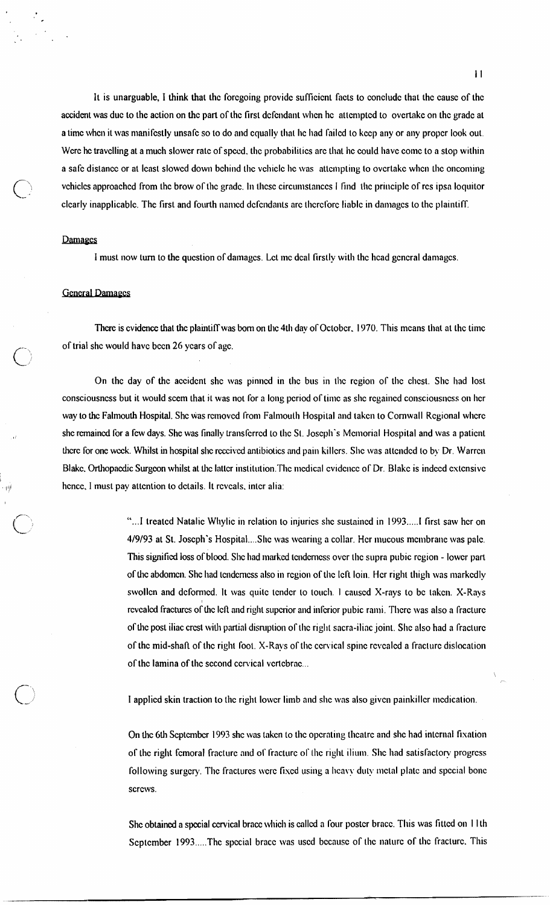It is unarguable, I think that the foregoing provide sufficient facts to conclude that the cause of the accident was due to the action on the part of the first defendant when he attempted to overtake on the grade at a time when it was manifestly unsafe so to do and equally that he had failed to keep any or any proper look out. Were he travelling at a much slower rate of speed, the probabilities are that he could have come to a stop within a safe distance or at least slowed down behind the vehicle he was attempting to overtake when the oncoming vehicles approached from the brow of the grade. In these circumstances I find the principle of res ipsa loquitor clearly inapplicable. The first and fourth named defendants are therefore liable in damages to the plaintiff.

## Damages

I must now turn to the question of damages. Let me deal firstly with the head general damages.

## General Damages

There is evidence that the plaintiff was born on the 4th day of October, 1970. This means that at the time of trial she would have been 26 years of age.

On the day of the accident she was pinned in the bus in the region of the chest. She had lost consciousness but it would seem that it was not for a long period of time as she regained consciousness on her way to the Falmouth Hospital. She was removed from Falmouth Hospital and taken to Cornwall Regional where she remained for a few days. She was finally transferred to the St. Joseph's Memorial Hospital and was a patient there for one week. Whilst in hospital she received antibiotics and pain killers. She was attended to by Dr. Warren Blake, Orthopaedic Surgeon whilst at the latter institution. The medical evidence of Dr. Blake is indeed extensive hence, I must pay attention to details. It reveals, inter alia:

> "...I treated Natalie Whylie in relation to injuries she sustained in 1993.....I first saw her on 4/9/93 at St. Joseph's Hospital....She was wearing a collar. Her mucous membrane was pale. This signified loss of blood. She had marked tenderness over the supra pubic region - lower part of the abdomen. She had tenderness also in region of the left loin. Her right thigh was markedly swollen and deformed. It was quite tender to touch. I caused X-rays to be taken. X-Rays revealed fractures of the left and right superior and inferior pubic rami. There was also a fracture of the post iliac crest with partial disruption of the right sacra-iliac joint. She also had a fracture of the mid-shaft of the right foot. X-Rays of the cervical spine revealed a fracture dislocation of the lamina of the second cervical vertebrae...
>
> I applied skin traction to the right lower limb and she was also given painkiller medication.
>
> On the 6th September 1993 she was taken to the operating theatre and she had internal fixation of the right femoral fracture and of fracture of the right ilium. She had satisfactory progress following surgery. The fractures were fixed using a heavy duty metal plate and special bone screws.
>
> She obtained a special cervical brace which is called a four poster brace. This was fitted on 11th September 1993.....The special brace was used because of the nature of the fracture. This